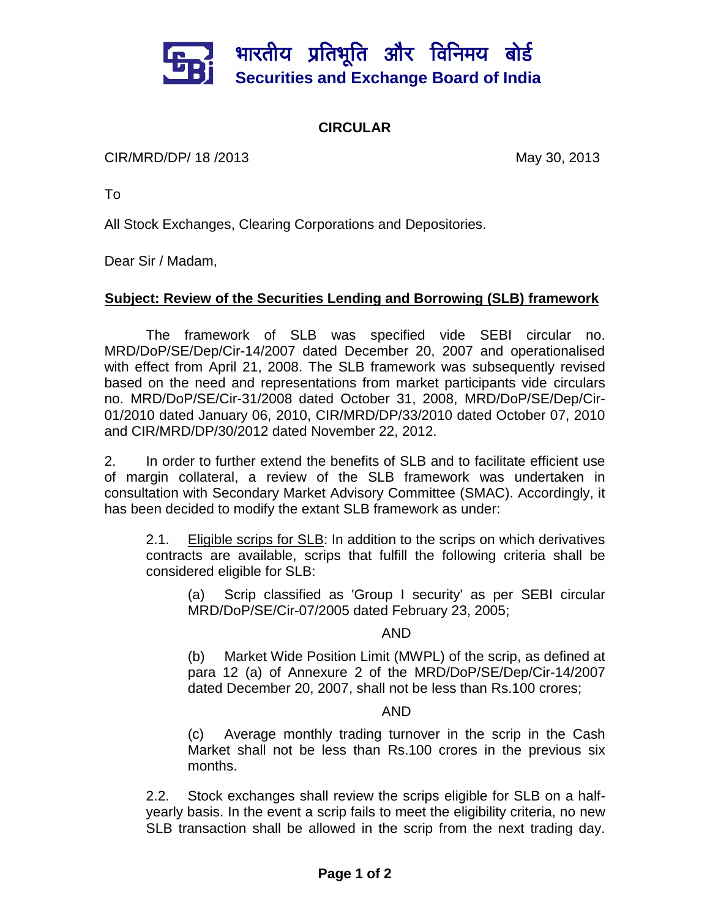भारतीय प्रतिभूति और विनिमय बोर्ड
**Securities and Exchange Board of India**

**CIRCULAR**

CIR/MRD/DP/ 18 /2013 May 30, 2013

To

All Stock Exchanges, Clearing Corporations and Depositories.

Dear Sir / Madam,

**Subject: Review of the Securities Lending and Borrowing (SLB) framework**

The framework of SLB was specified vide SEBI circular no. MRD/DoP/SE/Dep/Cir-14/2007 dated December 20, 2007 and operationalised with effect from April 21, 2008. The SLB framework was subsequently revised based on the need and representations from market participants vide circulars no. MRD/DoP/SE/Cir-31/2008 dated October 31, 2008, MRD/DoP/SE/Dep/Cir-01/2010 dated January 06, 2010, CIR/MRD/DP/33/2010 dated October 07, 2010 and CIR/MRD/DP/30/2012 dated November 22, 2012.

2. In order to further extend the benefits of SLB and to facilitate efficient use of margin collateral, a review of the SLB framework was undertaken in consultation with Secondary Market Advisory Committee (SMAC). Accordingly, it has been decided to modify the extant SLB framework as under:

2.1. Eligible scrips for SLB: In addition to the scrips on which derivatives contracts are available, scrips that fulfill the following criteria shall be considered eligible for SLB:

(a) Scrip classified as 'Group I security' as per SEBI circular MRD/DoP/SE/Cir-07/2005 dated February 23, 2005;

AND

(b) Market Wide Position Limit (MWPL) of the scrip, as defined at para 12 (a) of Annexure 2 of the MRD/DoP/SE/Dep/Cir-14/2007 dated December 20, 2007, shall not be less than Rs.100 crores;

AND

(c) Average monthly trading turnover in the scrip in the Cash Market shall not be less than Rs.100 crores in the previous six months.

2.2. Stock exchanges shall review the scrips eligible for SLB on a half-yearly basis. In the event a scrip fails to meet the eligibility criteria, no new SLB transaction shall be allowed in the scrip from the next trading day.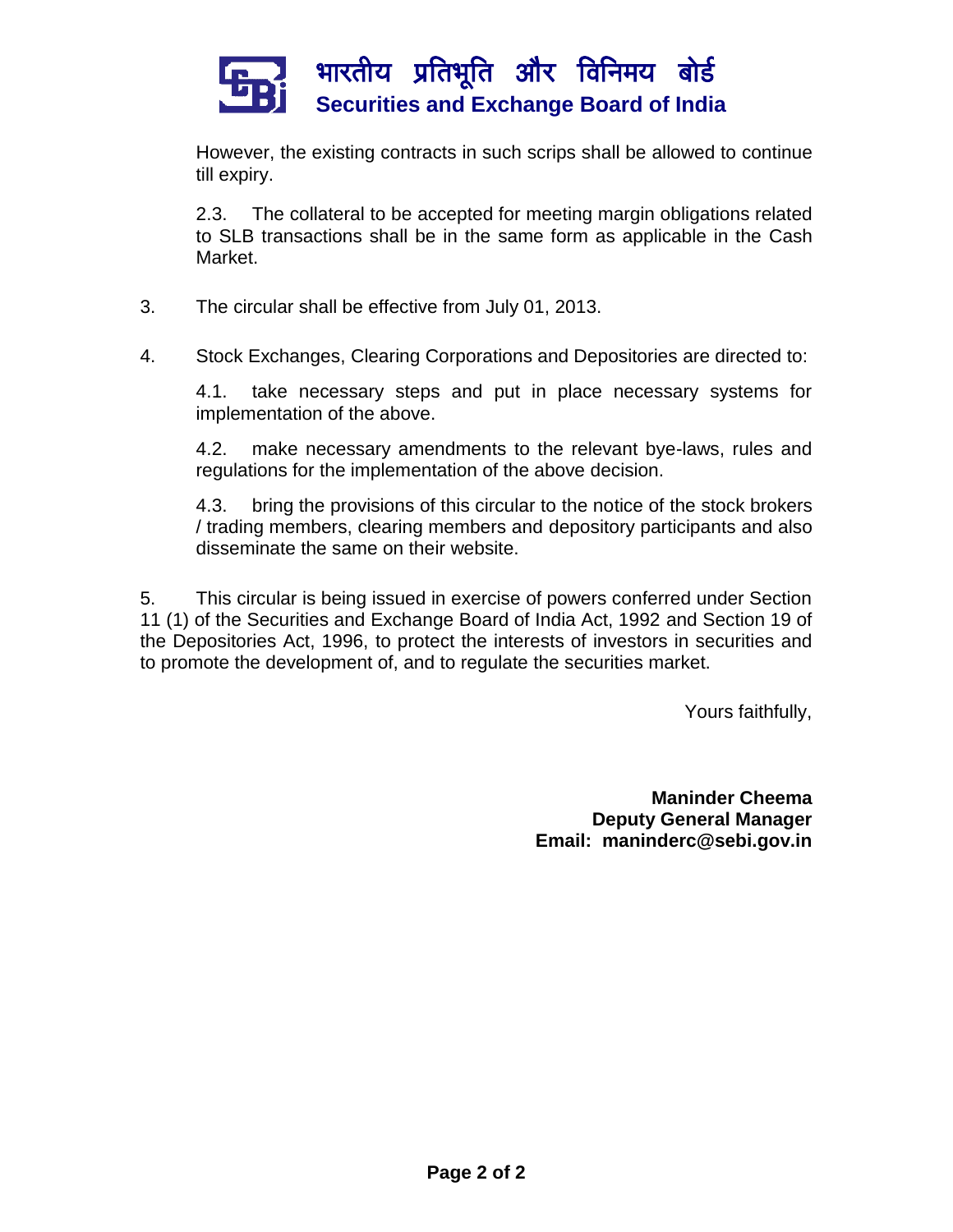However, the existing contracts in such scrips shall be allowed to continue till expiry.

2.3. The collateral to be accepted for meeting margin obligations related to SLB transactions shall be in the same form as applicable in the Cash Market.

3. The circular shall be effective from July 01, 2013.

4. Stock Exchanges, Clearing Corporations and Depositories are directed to:

4.1. take necessary steps and put in place necessary systems for implementation of the above.

4.2. make necessary amendments to the relevant bye-laws, rules and regulations for the implementation of the above decision.

4.3. bring the provisions of this circular to the notice of the stock brokers / trading members, clearing members and depository participants and also disseminate the same on their website.

5. This circular is being issued in exercise of powers conferred under Section 11 (1) of the Securities and Exchange Board of India Act, 1992 and Section 19 of the Depositories Act, 1996, to protect the interests of investors in securities and to promote the development of, and to regulate the securities market.

Yours faithfully,

**Maninder Cheema**
**Deputy General Manager**
**Email: maninderc@sebi.gov.in**